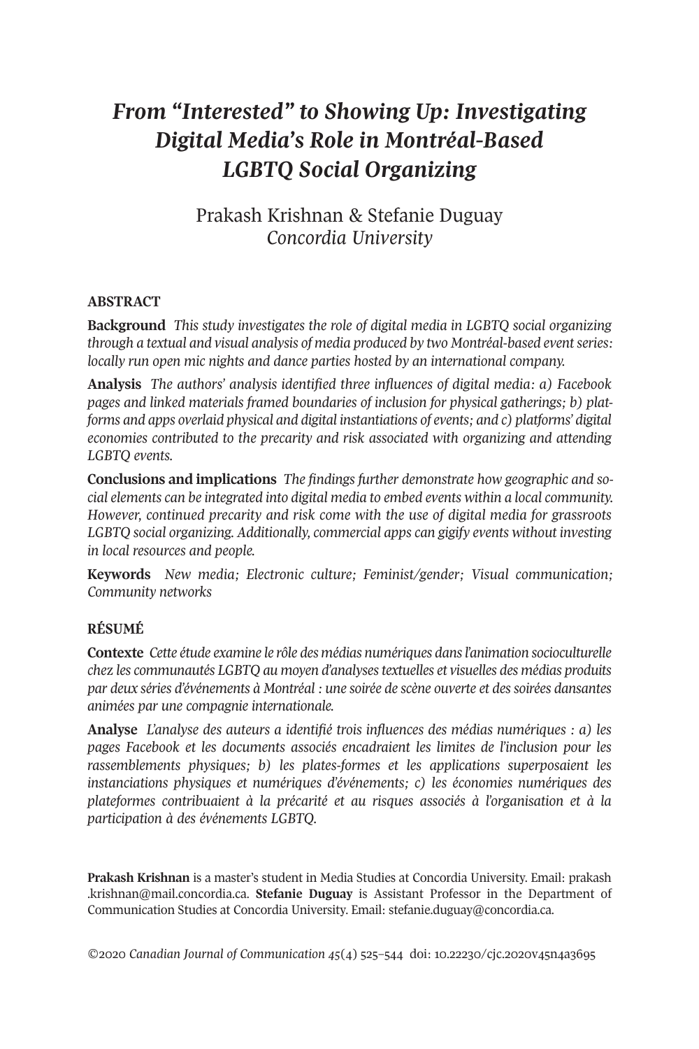# *From "Interested" to Showing Up: Investigating Digital Media's Role in Montréal-Based LGBTQ Social Organizing*

Prakash Krishnan & Stefanie Duguay
*Concordia University*

## ABSTRACT

**Background** *This study investigates the role of digital media in LGBTQ social organizing through a textual and visual analysis of media produced by two Montréal-based event series: locally run open mic nights and dance parties hosted by an international company.*

**Analysis** *The authors' analysis identified three influences of digital media: a) Facebook pages and linked materials framed boundaries of inclusion for physical gatherings; b) platforms and apps overlaid physical and digital instantiations of events; and c) platforms' digital economies contributed to the precarity and risk associated with organizing and attending LGBTQ events.*

**Conclusions and implications** *The findings further demonstrate how geographic and social elements can be integrated into digital media to embed events within a local community. However, continued precarity and risk come with the use of digital media for grassroots LGBTQ social organizing. Additionally, commercial apps can gigify events without investing in local resources and people.*

**Keywords** *New media; Electronic culture; Feminist/gender; Visual communication; Community networks*

## RÉSUMÉ

**Contexte** *Cette étude examine le rôle des médias numériques dans l'animation socioculturelle chez les communautés LGBTQ au moyen d'analyses textuelles et visuelles des médias produits par deux séries d'événements à Montréal : une soirée de scène ouverte et des soirées dansantes animées par une compagnie internationale.*

**Analyse** *L'analyse des auteurs a identifié trois influences des médias numériques : a) les pages Facebook et les documents associés encadraient les limites de l'inclusion pour les rassemblements physiques; b) les plates-formes et les applications superposaient les instanciations physiques et numériques d'événements; c) les économies numériques des plateformes contribuaient à la précarité et au risques associés à l'organisation et à la participation à des événements LGBTQ.*

**Prakash Krishnan** is a master's student in Media Studies at Concordia University. Email: prakash.krishnan@mail.concordia.ca. **Stefanie Duguay** is Assistant Professor in the Department of Communication Studies at Concordia University. Email: stefanie.duguay@concordia.ca.

©2020 *Canadian Journal of Communication 45*(4) 525–544 doi: 10.22230/cjc.2020v45n4a3695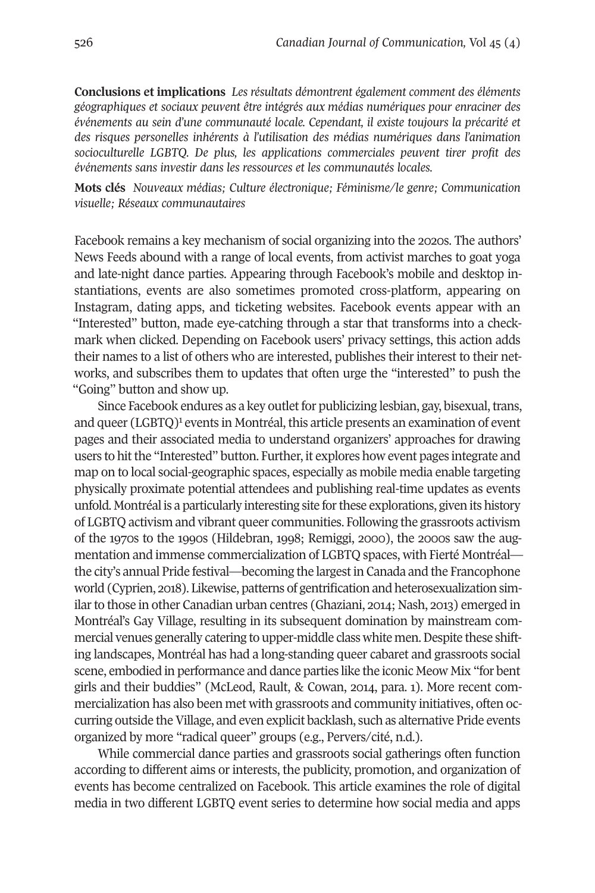**Conclusions et implications** *Les résultats démontrent également comment des éléments géographiques et sociaux peuvent être intégrés aux médias numériques pour enraciner des événements au sein d'une communauté locale. Cependant, il existe toujours la précarité et des risques personelles inhérents à l'utilisation des médias numériques dans l'animation socioculturelle LGBTQ. De plus, les applications commerciales peuvent tirer profit des événements sans investir dans les ressources et les communautés locales.*

**Mots clés** *Nouveaux médias; Culture électronique; Féminisme/le genre; Communication visuelle; Réseaux communautaires*

Facebook remains a key mechanism of social organizing into the 2020s. The authors' News Feeds abound with a range of local events, from activist marches to goat yoga and late-night dance parties. Appearing through Facebook's mobile and desktop instantiations, events are also sometimes promoted cross-platform, appearing on Instagram, dating apps, and ticketing websites. Facebook events appear with an "Interested" button, made eye-catching through a star that transforms into a checkmark when clicked. Depending on Facebook users' privacy settings, this action adds their names to a list of others who are interested, publishes their interest to their networks, and subscribes them to updates that often urge the "interested" to push the "Going" button and show up.

Since Facebook endures as a key outlet for publicizing lesbian, gay, bisexual, trans, and queer (LGBTQ)[1] events in Montréal, this article presents an examination of event pages and their associated media to understand organizers' approaches for drawing users to hit the "Interested" button. Further, it explores how event pages integrate and map on to local social-geographic spaces, especially as mobile media enable targeting physically proximate potential attendees and publishing real-time updates as events unfold. Montréal is a particularly interesting site for these explorations, given its history of LGBTQ activism and vibrant queer communities. Following the grassroots activism of the 1970s to the 1990s (Hildebran, 1998; Remiggi, 2000), the 2000s saw the augmentation and immense commercialization of LGBTQ spaces, with Fierté Montréal—the city's annual Pride festival—becoming the largest in Canada and the Francophone world (Cyprien, 2018). Likewise, patterns of gentrification and heterosexualization similar to those in other Canadian urban centres (Ghaziani, 2014; Nash, 2013) emerged in Montréal's Gay Village, resulting in its subsequent domination by mainstream commercial venues generally catering to upper-middle class white men. Despite these shifting landscapes, Montréal has had a long-standing queer cabaret and grassroots social scene, embodied in performance and dance parties like the iconic Meow Mix "for bent girls and their buddies" (McLeod, Rault, & Cowan, 2014, para. 1). More recent commercialization has also been met with grassroots and community initiatives, often occurring outside the Village, and even explicit backlash, such as alternative Pride events organized by more "radical queer" groups (e.g., Pervers/cité, n.d.).

While commercial dance parties and grassroots social gatherings often function according to different aims or interests, the publicity, promotion, and organization of events has become centralized on Facebook. This article examines the role of digital media in two different LGBTQ event series to determine how social media and apps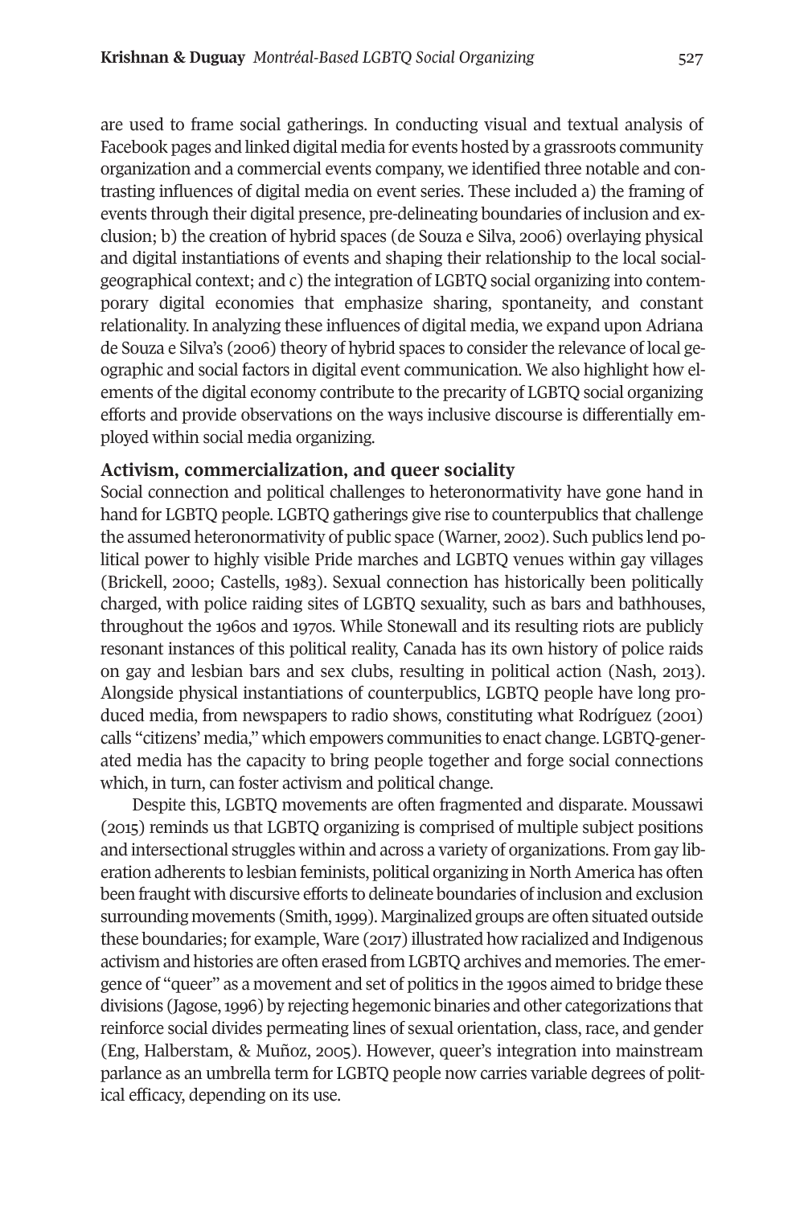are used to frame social gatherings. In conducting visual and textual analysis of Facebook pages and linked digital media for events hosted by a grassroots community organization and a commercial events company, we identified three notable and contrasting influences of digital media on event series. These included a) the framing of events through their digital presence, pre-delineating boundaries of inclusion and exclusion; b) the creation of hybrid spaces (de Souza e Silva, 2006) overlaying physical and digital instantiations of events and shaping their relationship to the local social-geographical context; and c) the integration of LGBTQ social organizing into contemporary digital economies that emphasize sharing, spontaneity, and constant relationality. In analyzing these influences of digital media, we expand upon Adriana de Souza e Silva's (2006) theory of hybrid spaces to consider the relevance of local geographic and social factors in digital event communication. We also highlight how elements of the digital economy contribute to the precarity of LGBTQ social organizing efforts and provide observations on the ways inclusive discourse is differentially employed within social media organizing.

## Activism, commercialization, and queer sociality

Social connection and political challenges to heteronormativity have gone hand in hand for LGBTQ people. LGBTQ gatherings give rise to counterpublics that challenge the assumed heteronormativity of public space (Warner, 2002). Such publics lend political power to highly visible Pride marches and LGBTQ venues within gay villages (Brickell, 2000; Castells, 1983). Sexual connection has historically been politically charged, with police raiding sites of LGBTQ sexuality, such as bars and bathhouses, throughout the 1960s and 1970s. While Stonewall and its resulting riots are publicly resonant instances of this political reality, Canada has its own history of police raids on gay and lesbian bars and sex clubs, resulting in political action (Nash, 2013). Alongside physical instantiations of counterpublics, LGBTQ people have long produced media, from newspapers to radio shows, constituting what Rodríguez (2001) calls "citizens' media," which empowers communities to enact change. LGBTQ-generated media has the capacity to bring people together and forge social connections which, in turn, can foster activism and political change.

Despite this, LGBTQ movements are often fragmented and disparate. Moussawi (2015) reminds us that LGBTQ organizing is comprised of multiple subject positions and intersectional struggles within and across a variety of organizations. From gay liberation adherents to lesbian feminists, political organizing in North America has often been fraught with discursive efforts to delineate boundaries of inclusion and exclusion surrounding movements (Smith, 1999). Marginalized groups are often situated outside these boundaries; for example, Ware (2017) illustrated how racialized and Indigenous activism and histories are often erased from LGBTQ archives and memories. The emergence of "queer" as a movement and set of politics in the 1990s aimed to bridge these divisions (Jagose, 1996) by rejecting hegemonic binaries and other categorizations that reinforce social divides permeating lines of sexual orientation, class, race, and gender (Eng, Halberstam, & Muñoz, 2005). However, queer's integration into mainstream parlance as an umbrella term for LGBTQ people now carries variable degrees of political efficacy, depending on its use.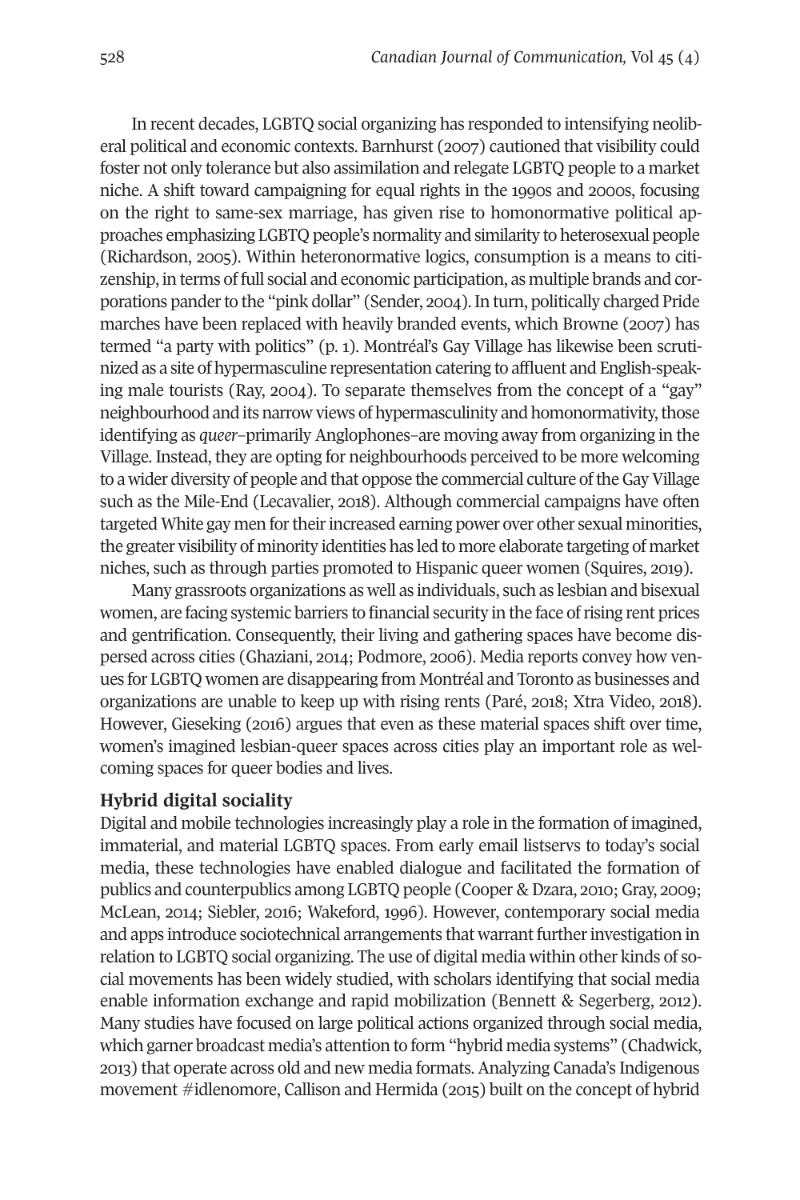In recent decades, LGBTQ social organizing has responded to intensifying neoliberal political and economic contexts. Barnhurst (2007) cautioned that visibility could foster not only tolerance but also assimilation and relegate LGBTQ people to a market niche. A shift toward campaigning for equal rights in the 1990s and 2000s, focusing on the right to same-sex marriage, has given rise to homonormative political approaches emphasizing LGBTQ people's normality and similarity to heterosexual people (Richardson, 2005). Within heteronormative logics, consumption is a means to citizenship, in terms of full social and economic participation, as multiple brands and corporations pander to the "pink dollar" (Sender, 2004). In turn, politically charged Pride marches have been replaced with heavily branded events, which Browne (2007) has termed "a party with politics" (p. 1). Montréal's Gay Village has likewise been scrutinized as a site of hypermasculine representation catering to affluent and English-speaking male tourists (Ray, 2004). To separate themselves from the concept of a "gay" neighbourhood and its narrow views of hypermasculinity and homonormativity, those identifying as *queer*–primarily Anglophones–are moving away from organizing in the Village. Instead, they are opting for neighbourhoods perceived to be more welcoming to a wider diversity of people and that oppose the commercial culture of the Gay Village such as the Mile-End (Lecavalier, 2018). Although commercial campaigns have often targeted White gay men for their increased earning power over other sexual minorities, the greater visibility of minority identities has led to more elaborate targeting of market niches, such as through parties promoted to Hispanic queer women (Squires, 2019).

Many grassroots organizations as well as individuals, such as lesbian and bisexual women, are facing systemic barriers to financial security in the face of rising rent prices and gentrification. Consequently, their living and gathering spaces have become dispersed across cities (Ghaziani, 2014; Podmore, 2006). Media reports convey how venues for LGBTQ women are disappearing from Montréal and Toronto as businesses and organizations are unable to keep up with rising rents (Paré, 2018; Xtra Video, 2018). However, Gieseking (2016) argues that even as these material spaces shift over time, women's imagined lesbian-queer spaces across cities play an important role as welcoming spaces for queer bodies and lives.

## Hybrid digital sociality

Digital and mobile technologies increasingly play a role in the formation of imagined, immaterial, and material LGBTQ spaces. From early email listservs to today's social media, these technologies have enabled dialogue and facilitated the formation of publics and counterpublics among LGBTQ people (Cooper & Dzara, 2010; Gray, 2009; McLean, 2014; Siebler, 2016; Wakeford, 1996). However, contemporary social media and apps introduce sociotechnical arrangements that warrant further investigation in relation to LGBTQ social organizing. The use of digital media within other kinds of social movements has been widely studied, with scholars identifying that social media enable information exchange and rapid mobilization (Bennett & Segerberg, 2012). Many studies have focused on large political actions organized through social media, which garner broadcast media's attention to form "hybrid media systems" (Chadwick, 2013) that operate across old and new media formats. Analyzing Canada's Indigenous movement #idlenomore, Callison and Hermida (2015) built on the concept of hybrid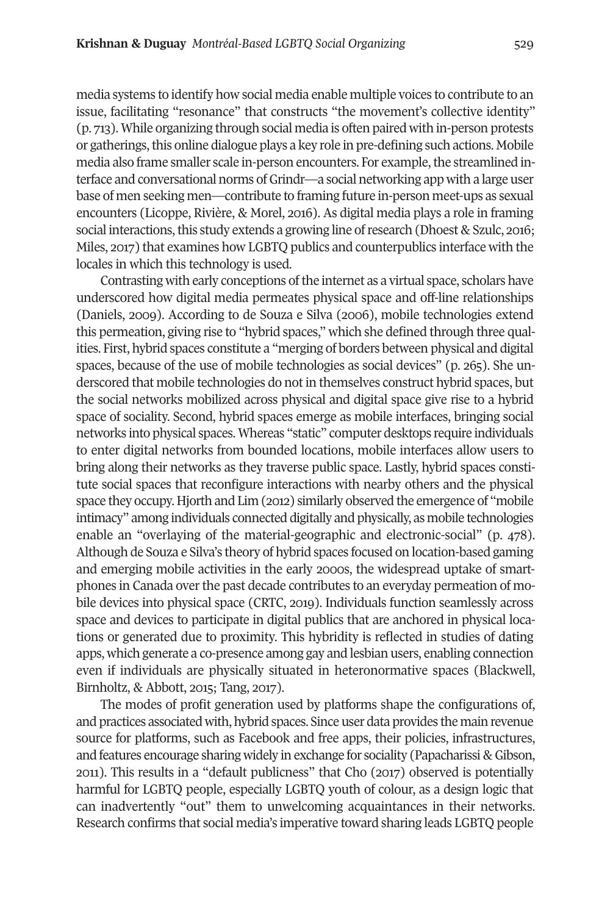media systems to identify how social media enable multiple voices to contribute to an issue, facilitating "resonance" that constructs "the movement's collective identity" (p. 713). While organizing through social media is often paired with in-person protests or gatherings, this online dialogue plays a key role in pre-defining such actions. Mobile media also frame smaller scale in-person encounters. For example, the streamlined interface and conversational norms of Grindr—a social networking app with a large user base of men seeking men—contribute to framing future in-person meet-ups as sexual encounters (Licoppe, Rivière, & Morel, 2016). As digital media plays a role in framing social interactions, this study extends a growing line of research (Dhoest & Szulc, 2016; Miles, 2017) that examines how LGBTQ publics and counterpublics interface with the locales in which this technology is used.

Contrasting with early conceptions of the internet as a virtual space, scholars have underscored how digital media permeates physical space and off-line relationships (Daniels, 2009). According to de Souza e Silva (2006), mobile technologies extend this permeation, giving rise to "hybrid spaces," which she defined through three qualities. First, hybrid spaces constitute a "merging of borders between physical and digital spaces, because of the use of mobile technologies as social devices" (p. 265). She underscored that mobile technologies do not in themselves construct hybrid spaces, but the social networks mobilized across physical and digital space give rise to a hybrid space of sociality. Second, hybrid spaces emerge as mobile interfaces, bringing social networks into physical spaces. Whereas "static" computer desktops require individuals to enter digital networks from bounded locations, mobile interfaces allow users to bring along their networks as they traverse public space. Lastly, hybrid spaces constitute social spaces that reconfigure interactions with nearby others and the physical space they occupy. Hjorth and Lim (2012) similarly observed the emergence of "mobile intimacy" among individuals connected digitally and physically, as mobile technologies enable an "overlaying of the material-geographic and electronic-social" (p. 478). Although de Souza e Silva's theory of hybrid spaces focused on location-based gaming and emerging mobile activities in the early 2000s, the widespread uptake of smartphones in Canada over the past decade contributes to an everyday permeation of mobile devices into physical space (CRTC, 2019). Individuals function seamlessly across space and devices to participate in digital publics that are anchored in physical locations or generated due to proximity. This hybridity is reflected in studies of dating apps, which generate a co-presence among gay and lesbian users, enabling connection even if individuals are physically situated in heteronormative spaces (Blackwell, Birnholtz, & Abbott, 2015; Tang, 2017).

The modes of profit generation used by platforms shape the configurations of, and practices associated with, hybrid spaces. Since user data provides the main revenue source for platforms, such as Facebook and free apps, their policies, infrastructures, and features encourage sharing widely in exchange for sociality (Papacharissi & Gibson, 2011). This results in a "default publicness" that Cho (2017) observed is potentially harmful for LGBTQ people, especially LGBTQ youth of colour, as a design logic that can inadvertently "out" them to unwelcoming acquaintances in their networks. Research confirms that social media's imperative toward sharing leads LGBTQ people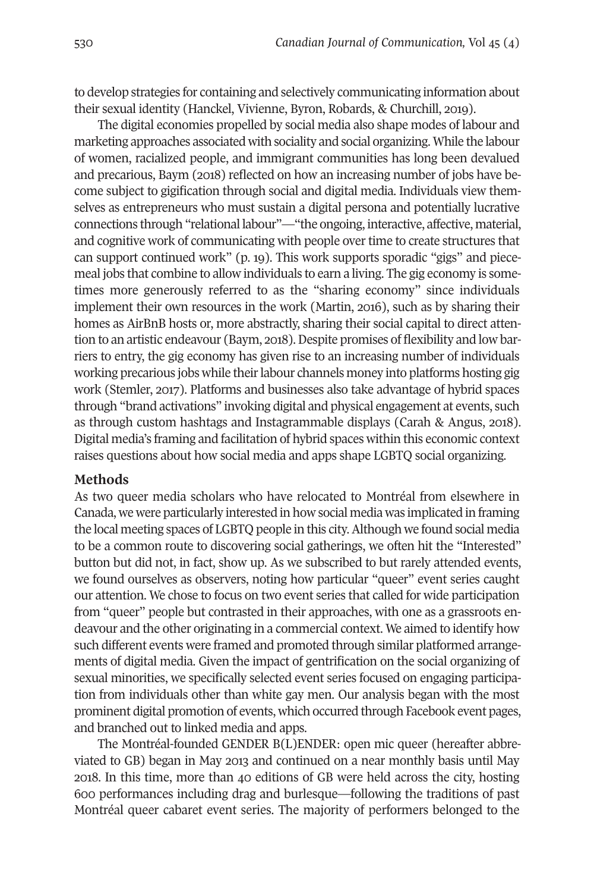to develop strategies for containing and selectively communicating information about their sexual identity (Hanckel, Vivienne, Byron, Robards, & Churchill, 2019).

The digital economies propelled by social media also shape modes of labour and marketing approaches associated with sociality and social organizing. While the labour of women, racialized people, and immigrant communities has long been devalued and precarious, Baym (2018) reflected on how an increasing number of jobs have become subject to gigification through social and digital media. Individuals view themselves as entrepreneurs who must sustain a digital persona and potentially lucrative connections through "relational labour"—"the ongoing, interactive, affective, material, and cognitive work of communicating with people over time to create structures that can support continued work" (p. 19). This work supports sporadic "gigs" and piecemeal jobs that combine to allow individuals to earn a living. The gig economy is sometimes more generously referred to as the "sharing economy" since individuals implement their own resources in the work (Martin, 2016), such as by sharing their homes as AirBnB hosts or, more abstractly, sharing their social capital to direct attention to an artistic endeavour (Baym, 2018). Despite promises of flexibility and low barriers to entry, the gig economy has given rise to an increasing number of individuals working precarious jobs while their labour channels money into platforms hosting gig work (Stemler, 2017). Platforms and businesses also take advantage of hybrid spaces through "brand activations" invoking digital and physical engagement at events, such as through custom hashtags and Instagrammable displays (Carah & Angus, 2018). Digital media's framing and facilitation of hybrid spaces within this economic context raises questions about how social media and apps shape LGBTQ social organizing.

## Methods

As two queer media scholars who have relocated to Montréal from elsewhere in Canada, we were particularly interested in how social media was implicated in framing the local meeting spaces of LGBTQ people in this city. Although we found social media to be a common route to discovering social gatherings, we often hit the "Interested" button but did not, in fact, show up. As we subscribed to but rarely attended events, we found ourselves as observers, noting how particular "queer" event series caught our attention. We chose to focus on two event series that called for wide participation from "queer" people but contrasted in their approaches, with one as a grassroots endeavour and the other originating in a commercial context. We aimed to identify how such different events were framed and promoted through similar platformed arrangements of digital media. Given the impact of gentrification on the social organizing of sexual minorities, we specifically selected event series focused on engaging participation from individuals other than white gay men. Our analysis began with the most prominent digital promotion of events, which occurred through Facebook event pages, and branched out to linked media and apps.

The Montréal-founded GENDER B(L)ENDER: open mic queer (hereafter abbreviated to GB) began in May 2013 and continued on a near monthly basis until May 2018. In this time, more than 40 editions of GB were held across the city, hosting 600 performances including drag and burlesque—following the traditions of past Montréal queer cabaret event series. The majority of performers belonged to the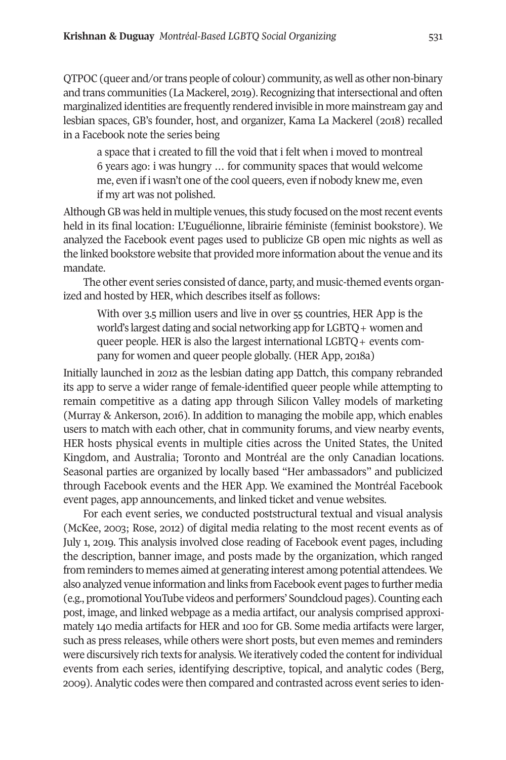QTPOC (queer and/or trans people of colour) community, as well as other non-binary and trans communities (La Mackerel, 2019). Recognizing that intersectional and often marginalized identities are frequently rendered invisible in more mainstream gay and lesbian spaces, GB's founder, host, and organizer, Kama La Mackerel (2018) recalled in a Facebook note the series being

> a space that i created to fill the void that i felt when i moved to montreal 6 years ago: i was hungry … for community spaces that would welcome me, even if i wasn't one of the cool queers, even if nobody knew me, even if my art was not polished.

Although GB was held in multiple venues, this study focused on the most recent events held in its final location: L'Euguélionne, librairie féministe (feminist bookstore). We analyzed the Facebook event pages used to publicize GB open mic nights as well as the linked bookstore website that provided more information about the venue and its mandate.

The other event series consisted of dance, party, and music-themed events organized and hosted by HER, which describes itself as follows:

> With over 3.5 million users and live in over 55 countries, HER App is the world's largest dating and social networking app for LGBTQ+ women and queer people. HER is also the largest international LGBTQ+ events company for women and queer people globally. (HER App, 2018a)

Initially launched in 2012 as the lesbian dating app Dattch, this company rebranded its app to serve a wider range of female-identified queer people while attempting to remain competitive as a dating app through Silicon Valley models of marketing (Murray & Ankerson, 2016). In addition to managing the mobile app, which enables users to match with each other, chat in community forums, and view nearby events, HER hosts physical events in multiple cities across the United States, the United Kingdom, and Australia; Toronto and Montréal are the only Canadian locations. Seasonal parties are organized by locally based "Her ambassadors" and publicized through Facebook events and the HER App. We examined the Montréal Facebook event pages, app announcements, and linked ticket and venue websites.

For each event series, we conducted poststructural textual and visual analysis (McKee, 2003; Rose, 2012) of digital media relating to the most recent events as of July 1, 2019. This analysis involved close reading of Facebook event pages, including the description, banner image, and posts made by the organization, which ranged from reminders to memes aimed at generating interest among potential attendees. We also analyzed venue information and links from Facebook event pages to further media (e.g., promotional YouTube videos and performers' Soundcloud pages). Counting each post, image, and linked webpage as a media artifact, our analysis comprised approximately 140 media artifacts for HER and 100 for GB. Some media artifacts were larger, such as press releases, while others were short posts, but even memes and reminders were discursively rich texts for analysis. We iteratively coded the content for individual events from each series, identifying descriptive, topical, and analytic codes (Berg, 2009). Analytic codes were then compared and contrasted across event series to iden-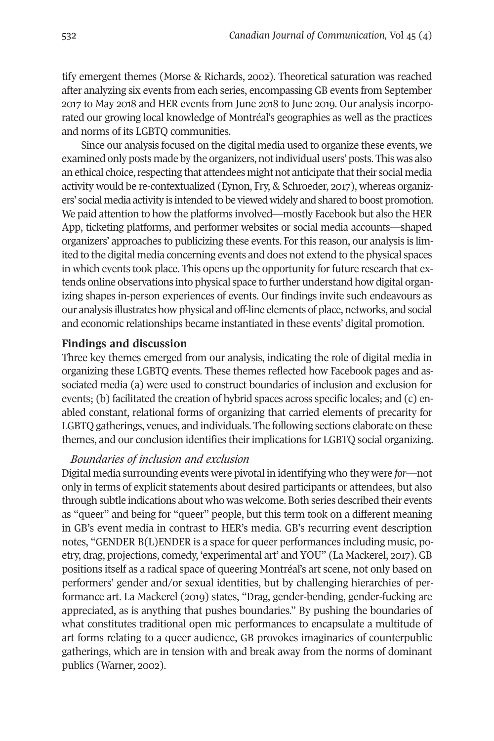tify emergent themes (Morse & Richards, 2002). Theoretical saturation was reached after analyzing six events from each series, encompassing GB events from September 2017 to May 2018 and HER events from June 2018 to June 2019. Our analysis incorporated our growing local knowledge of Montréal's geographies as well as the practices and norms of its LGBTQ communities.

Since our analysis focused on the digital media used to organize these events, we examined only posts made by the organizers, not individual users' posts. This was also an ethical choice, respecting that attendees might not anticipate that their social media activity would be re-contextualized (Eynon, Fry, & Schroeder, 2017), whereas organizers' social media activity is intended to be viewed widely and shared to boost promotion. We paid attention to how the platforms involved—mostly Facebook but also the HER App, ticketing platforms, and performer websites or social media accounts—shaped organizers' approaches to publicizing these events. For this reason, our analysis is limited to the digital media concerning events and does not extend to the physical spaces in which events took place. This opens up the opportunity for future research that extends online observations into physical space to further understand how digital organizing shapes in-person experiences of events. Our findings invite such endeavours as our analysis illustrates how physical and off-line elements of place, networks, and social and economic relationships became instantiated in these events' digital promotion.

## Findings and discussion

Three key themes emerged from our analysis, indicating the role of digital media in organizing these LGBTQ events. These themes reflected how Facebook pages and associated media (a) were used to construct boundaries of inclusion and exclusion for events; (b) facilitated the creation of hybrid spaces across specific locales; and (c) enabled constant, relational forms of organizing that carried elements of precarity for LGBTQ gatherings, venues, and individuals. The following sections elaborate on these themes, and our conclusion identifies their implications for LGBTQ social organizing.

### *Boundaries of inclusion and exclusion*

Digital media surrounding events were pivotal in identifying who they were *for*—not only in terms of explicit statements about desired participants or attendees, but also through subtle indications about who was welcome. Both series described their events as "queer" and being for "queer" people, but this term took on a different meaning in GB's event media in contrast to HER's media. GB's recurring event description notes, "GENDER B(L)ENDER is a space for queer performances including music, poetry, drag, projections, comedy, 'experimental art' and YOU" (La Mackerel, 2017). GB positions itself as a radical space of queering Montréal's art scene, not only based on performers' gender and/or sexual identities, but by challenging hierarchies of performance art. La Mackerel (2019) states, "Drag, gender-bending, gender-fucking are appreciated, as is anything that pushes boundaries." By pushing the boundaries of what constitutes traditional open mic performances to encapsulate a multitude of art forms relating to a queer audience, GB provokes imaginaries of counterpublic gatherings, which are in tension with and break away from the norms of dominant publics (Warner, 2002).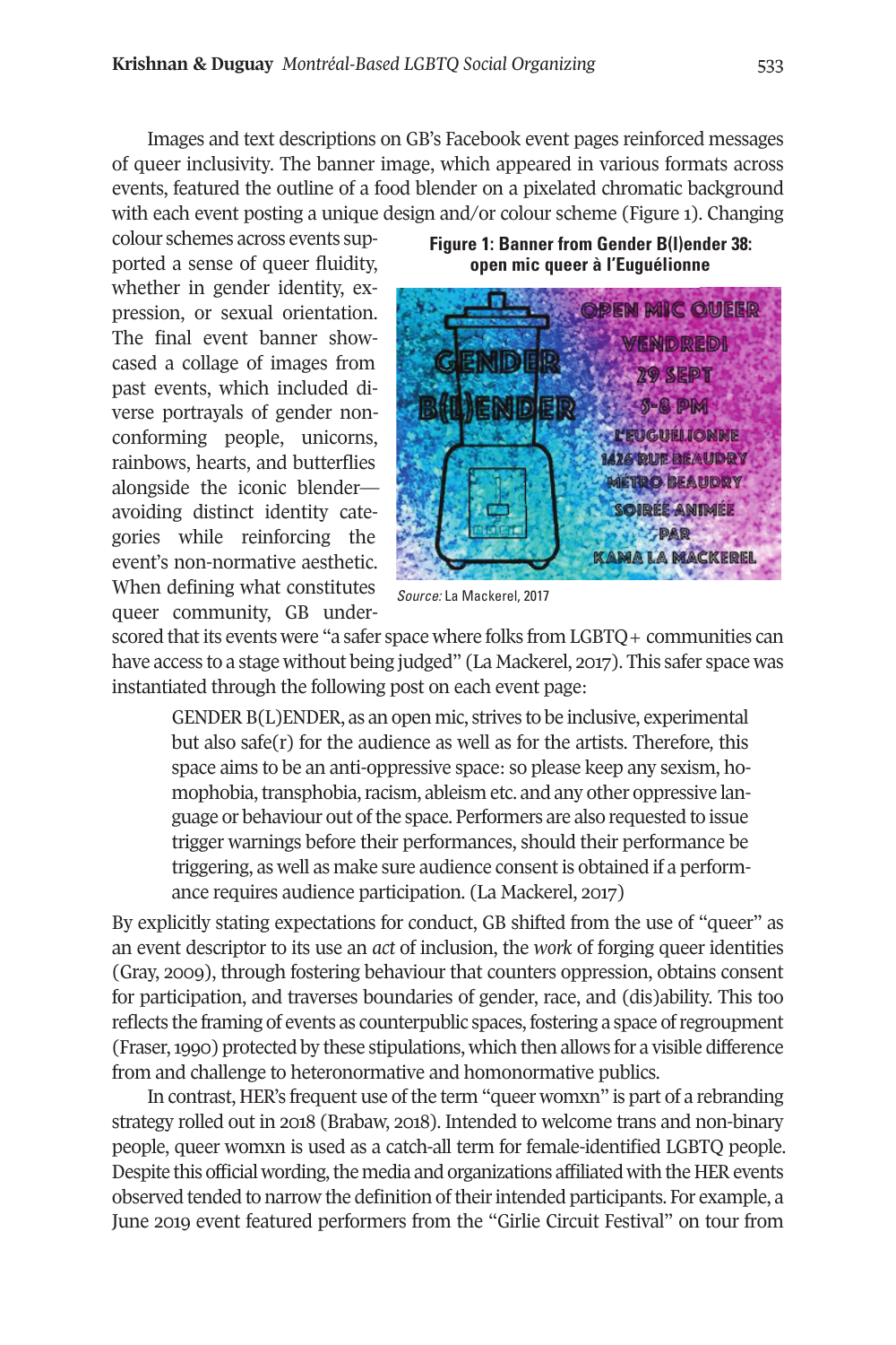Images and text descriptions on GB's Facebook event pages reinforced messages of queer inclusivity. The banner image, which appeared in various formats across events, featured the outline of a food blender on a pixelated chromatic background with each event posting a unique design and/or colour scheme (Figure 1). Changing colour schemes across events supported a sense of queer fluidity, whether in gender identity, expression, or sexual orientation. The final event banner showcased a collage of images from past events, which included diverse portrayals of gender nonconforming people, unicorns, rainbows, hearts, and butterflies alongside the iconic blender—avoiding distinct identity categories while reinforcing the event's non-normative aesthetic. When defining what constitutes queer community, GB underscored that its events were "a safer space where folks from LGBTQ+ communities can have access to a stage without being judged" (La Mackerel, 2017). This safer space was instantiated through the following post on each event page:

**Figure 1: Banner from Gender B(l)ender 38: open mic queer à l'Euguélionne**

*Source:* La Mackerel, 2017

> GENDER B(L)ENDER, as an open mic, strives to be inclusive, experimental but also safe(r) for the audience as well as for the artists. Therefore, this space aims to be an anti-oppressive space: so please keep any sexism, homophobia, transphobia, racism, ableism etc. and any other oppressive language or behaviour out of the space. Performers are also requested to issue trigger warnings before their performances, should their performance be triggering, as well as make sure audience consent is obtained if a performance requires audience participation. (La Mackerel, 2017)

By explicitly stating expectations for conduct, GB shifted from the use of "queer" as an event descriptor to its use an *act* of inclusion, the *work* of forging queer identities (Gray, 2009), through fostering behaviour that counters oppression, obtains consent for participation, and traverses boundaries of gender, race, and (dis)ability. This too reflects the framing of events as counterpublic spaces, fostering a space of regroupment (Fraser, 1990) protected by these stipulations, which then allows for a visible difference from and challenge to heteronormative and homonormative publics.

In contrast, HER's frequent use of the term "queer womxn" is part of a rebranding strategy rolled out in 2018 (Brabaw, 2018). Intended to welcome trans and non-binary people, queer womxn is used as a catch-all term for female-identified LGBTQ people. Despite this official wording, the media and organizations affiliated with the HER events observed tended to narrow the definition of their intended participants. For example, a June 2019 event featured performers from the "Girlie Circuit Festival" on tour from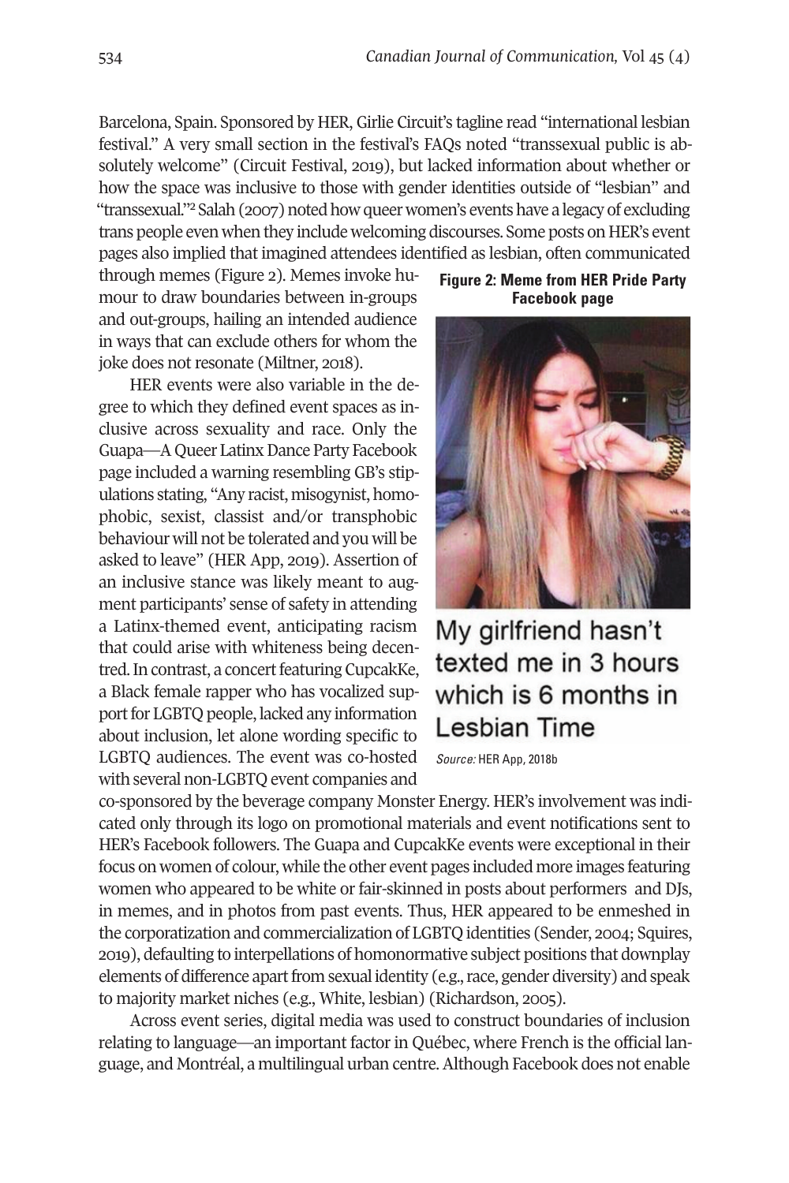Barcelona, Spain. Sponsored by HER, Girlie Circuit's tagline read "international lesbian festival." A very small section in the festival's FAQs noted "transsexual public is absolutely welcome" (Circuit Festival, 2019), but lacked information about whether or how the space was inclusive to those with gender identities outside of "lesbian" and "transsexual."[2] Salah (2007) noted how queer women's events have a legacy of excluding trans people even when they include welcoming discourses. Some posts on HER's event pages also implied that imagined attendees identified as lesbian, often communicated through memes (Figure 2). Memes invoke humour to draw boundaries between in-groups and out-groups, hailing an intended audience in ways that can exclude others for whom the joke does not resonate (Miltner, 2018).

**Figure 2: Meme from HER Pride Party Facebook page**

My girlfriend hasn't texted me in 3 hours which is 6 months in Lesbian Time

*Source:* HER App, 2018b

HER events were also variable in the degree to which they defined event spaces as inclusive across sexuality and race. Only the Guapa—A Queer Latinx Dance Party Facebook page included a warning resembling GB's stipulations stating, "Any racist, misogynist, homophobic, sexist, classist and/or transphobic behaviour will not be tolerated and you will be asked to leave" (HER App, 2019). Assertion of an inclusive stance was likely meant to augment participants' sense of safety in attending a Latinx-themed event, anticipating racism that could arise with whiteness being decentred. In contrast, a concert featuring CupcakKe, a Black female rapper who has vocalized support for LGBTQ people, lacked any information about inclusion, let alone wording specific to LGBTQ audiences. The event was co-hosted with several non-LGBTQ event companies and co-sponsored by the beverage company Monster Energy. HER's involvement was indicated only through its logo on promotional materials and event notifications sent to HER's Facebook followers. The Guapa and CupcakKe events were exceptional in their focus on women of colour, while the other event pages included more images featuring women who appeared to be white or fair-skinned in posts about performers and DJs, in memes, and in photos from past events. Thus, HER appeared to be enmeshed in the corporatization and commercialization of LGBTQ identities (Sender, 2004; Squires, 2019), defaulting to interpellations of homonormative subject positions that downplay elements of difference apart from sexual identity (e.g., race, gender diversity) and speak to majority market niches (e.g., White, lesbian) (Richardson, 2005).

Across event series, digital media was used to construct boundaries of inclusion relating to language—an important factor in Québec, where French is the official language, and Montréal, a multilingual urban centre. Although Facebook does not enable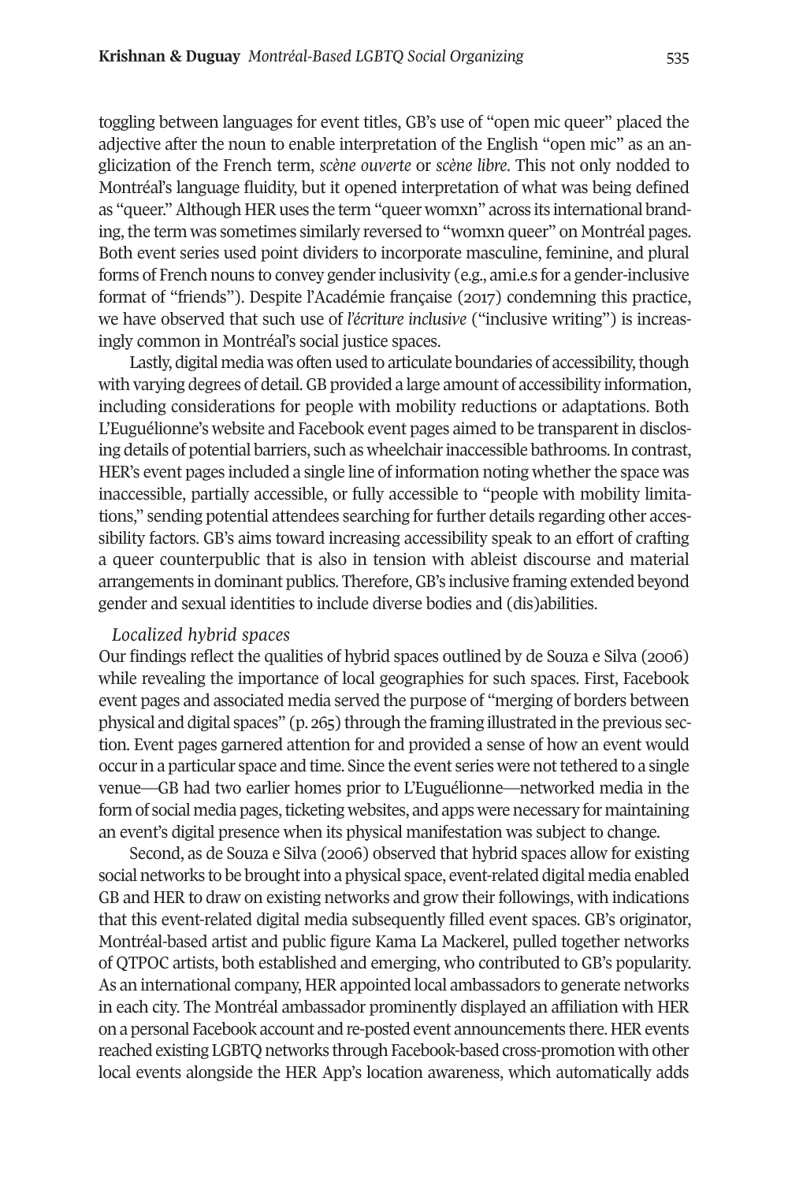toggling between languages for event titles, GB's use of "open mic queer" placed the adjective after the noun to enable interpretation of the English "open mic" as an anglicization of the French term, *scène ouverte* or *scène libre*. This not only nodded to Montréal's language fluidity, but it opened interpretation of what was being defined as "queer." Although HER uses the term "queer womxn" across its international branding, the term was sometimes similarly reversed to "womxn queer" on Montréal pages. Both event series used point dividers to incorporate masculine, feminine, and plural forms of French nouns to convey gender inclusivity (e.g., ami.e.s for a gender-inclusive format of "friends"). Despite l'Académie française (2017) condemning this practice, we have observed that such use of *l'écriture inclusive* ("inclusive writing") is increasingly common in Montréal's social justice spaces.

Lastly, digital media was often used to articulate boundaries of accessibility, though with varying degrees of detail. GB provided a large amount of accessibility information, including considerations for people with mobility reductions or adaptations. Both L'Euguélionne's website and Facebook event pages aimed to be transparent in disclosing details of potential barriers, such as wheelchair inaccessible bathrooms. In contrast, HER's event pages included a single line of information noting whether the space was inaccessible, partially accessible, or fully accessible to "people with mobility limitations," sending potential attendees searching for further details regarding other accessibility factors. GB's aims toward increasing accessibility speak to an effort of crafting a queer counterpublic that is also in tension with ableist discourse and material arrangements in dominant publics. Therefore, GB's inclusive framing extended beyond gender and sexual identities to include diverse bodies and (dis)abilities.

*Localized hybrid spaces*

Our findings reflect the qualities of hybrid spaces outlined by de Souza e Silva (2006) while revealing the importance of local geographies for such spaces. First, Facebook event pages and associated media served the purpose of "merging of borders between physical and digital spaces" (p. 265) through the framing illustrated in the previous section. Event pages garnered attention for and provided a sense of how an event would occur in a particular space and time. Since the event series were not tethered to a single venue—GB had two earlier homes prior to L'Euguélionne—networked media in the form of social media pages, ticketing websites, and apps were necessary for maintaining an event's digital presence when its physical manifestation was subject to change.

Second, as de Souza e Silva (2006) observed that hybrid spaces allow for existing social networks to be brought into a physical space, event-related digital media enabled GB and HER to draw on existing networks and grow their followings, with indications that this event-related digital media subsequently filled event spaces. GB's originator, Montréal-based artist and public figure Kama La Mackerel, pulled together networks of QTPOC artists, both established and emerging, who contributed to GB's popularity. As an international company, HER appointed local ambassadors to generate networks in each city. The Montréal ambassador prominently displayed an affiliation with HER on a personal Facebook account and re-posted event announcements there. HER events reached existing LGBTQ networks through Facebook-based cross-promotion with other local events alongside the HER App's location awareness, which automatically adds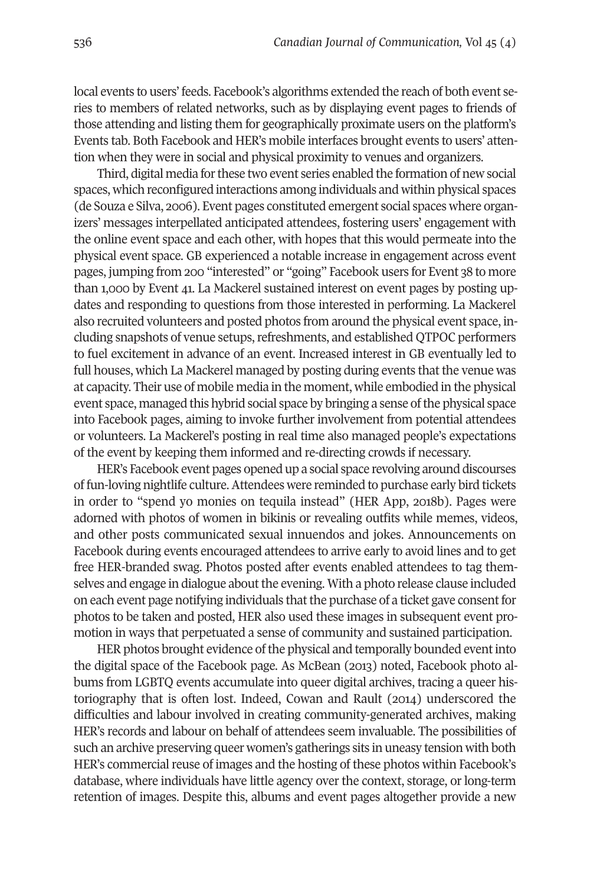local events to users' feeds. Facebook's algorithms extended the reach of both event series to members of related networks, such as by displaying event pages to friends of those attending and listing them for geographically proximate users on the platform's Events tab. Both Facebook and HER's mobile interfaces brought events to users' attention when they were in social and physical proximity to venues and organizers.

Third, digital media for these two event series enabled the formation of new social spaces, which reconfigured interactions among individuals and within physical spaces (de Souza e Silva, 2006). Event pages constituted emergent social spaces where organizers' messages interpellated anticipated attendees, fostering users' engagement with the online event space and each other, with hopes that this would permeate into the physical event space. GB experienced a notable increase in engagement across event pages, jumping from 200 "interested" or "going" Facebook users for Event 38 to more than 1,000 by Event 41. La Mackerel sustained interest on event pages by posting updates and responding to questions from those interested in performing. La Mackerel also recruited volunteers and posted photos from around the physical event space, including snapshots of venue setups, refreshments, and established QTPOC performers to fuel excitement in advance of an event. Increased interest in GB eventually led to full houses, which La Mackerel managed by posting during events that the venue was at capacity. Their use of mobile media in the moment, while embodied in the physical event space, managed this hybrid social space by bringing a sense of the physical space into Facebook pages, aiming to invoke further involvement from potential attendees or volunteers. La Mackerel's posting in real time also managed people's expectations of the event by keeping them informed and re-directing crowds if necessary.

HER's Facebook event pages opened up a social space revolving around discourses of fun-loving nightlife culture. Attendees were reminded to purchase early bird tickets in order to "spend yo monies on tequila instead" (HER App, 2018b). Pages were adorned with photos of women in bikinis or revealing outfits while memes, videos, and other posts communicated sexual innuendos and jokes. Announcements on Facebook during events encouraged attendees to arrive early to avoid lines and to get free HER-branded swag. Photos posted after events enabled attendees to tag themselves and engage in dialogue about the evening. With a photo release clause included on each event page notifying individuals that the purchase of a ticket gave consent for photos to be taken and posted, HER also used these images in subsequent event promotion in ways that perpetuated a sense of community and sustained participation.

HER photos brought evidence of the physical and temporally bounded event into the digital space of the Facebook page. As McBean (2013) noted, Facebook photo albums from LGBTQ events accumulate into queer digital archives, tracing a queer historiography that is often lost. Indeed, Cowan and Rault (2014) underscored the difficulties and labour involved in creating community-generated archives, making HER's records and labour on behalf of attendees seem invaluable. The possibilities of such an archive preserving queer women's gatherings sits in uneasy tension with both HER's commercial reuse of images and the hosting of these photos within Facebook's database, where individuals have little agency over the context, storage, or long-term retention of images. Despite this, albums and event pages altogether provide a new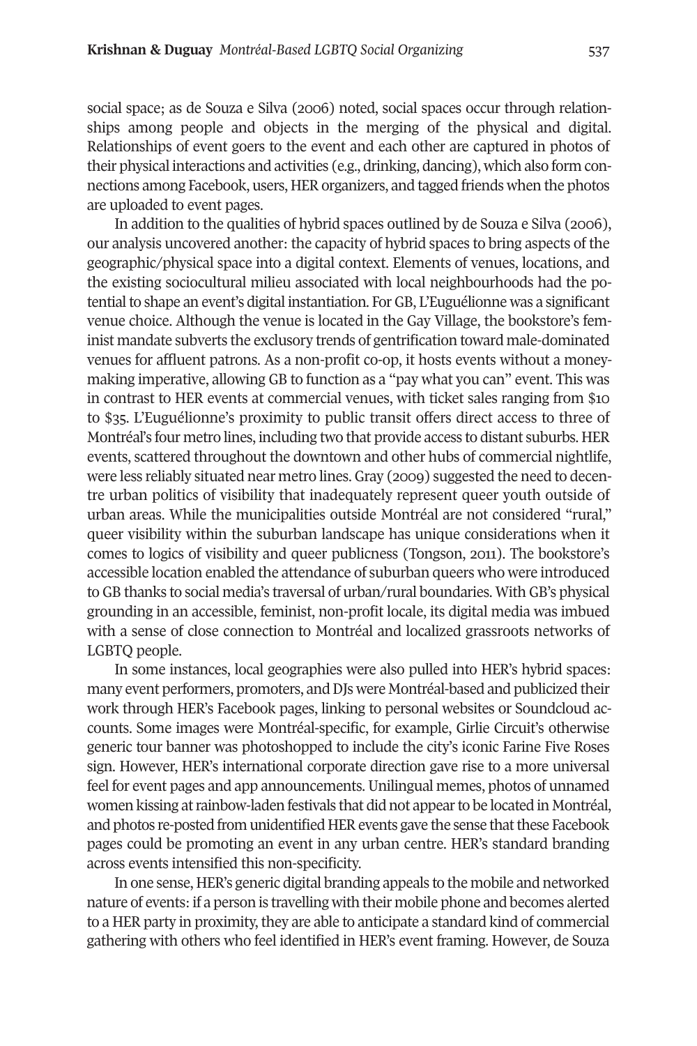social space; as de Souza e Silva (2006) noted, social spaces occur through relationships among people and objects in the merging of the physical and digital. Relationships of event goers to the event and each other are captured in photos of their physical interactions and activities (e.g., drinking, dancing), which also form connections among Facebook, users, HER organizers, and tagged friends when the photos are uploaded to event pages.

In addition to the qualities of hybrid spaces outlined by de Souza e Silva (2006), our analysis uncovered another: the capacity of hybrid spaces to bring aspects of the geographic/physical space into a digital context. Elements of venues, locations, and the existing sociocultural milieu associated with local neighbourhoods had the potential to shape an event's digital instantiation. For GB, L'Euguélionne was a significant venue choice. Although the venue is located in the Gay Village, the bookstore's feminist mandate subverts the exclusory trends of gentrification toward male-dominated venues for affluent patrons. As a non-profit co-op, it hosts events without a moneymaking imperative, allowing GB to function as a "pay what you can" event. This was in contrast to HER events at commercial venues, with ticket sales ranging from $10 to $35. L'Euguélionne's proximity to public transit offers direct access to three of Montréal's four metro lines, including two that provide access to distant suburbs. HER events, scattered throughout the downtown and other hubs of commercial nightlife, were less reliably situated near metro lines. Gray (2009) suggested the need to decentre urban politics of visibility that inadequately represent queer youth outside of urban areas. While the municipalities outside Montréal are not considered "rural," queer visibility within the suburban landscape has unique considerations when it comes to logics of visibility and queer publicness (Tongson, 2011). The bookstore's accessible location enabled the attendance of suburban queers who were introduced to GB thanks to social media's traversal of urban/rural boundaries. With GB's physical grounding in an accessible, feminist, non-profit locale, its digital media was imbued with a sense of close connection to Montréal and localized grassroots networks of LGBTQ people.

In some instances, local geographies were also pulled into HER's hybrid spaces: many event performers, promoters, and DJs were Montréal-based and publicized their work through HER's Facebook pages, linking to personal websites or Soundcloud accounts. Some images were Montréal-specific, for example, Girlie Circuit's otherwise generic tour banner was photoshopped to include the city's iconic Farine Five Roses sign. However, HER's international corporate direction gave rise to a more universal feel for event pages and app announcements. Unilingual memes, photos of unnamed women kissing at rainbow-laden festivals that did not appear to be located in Montréal, and photos re-posted from unidentified HER events gave the sense that these Facebook pages could be promoting an event in any urban centre. HER's standard branding across events intensified this non-specificity.

In one sense, HER's generic digital branding appeals to the mobile and networked nature of events: if a person is travelling with their mobile phone and becomes alerted to a HER party in proximity, they are able to anticipate a standard kind of commercial gathering with others who feel identified in HER's event framing. However, de Souza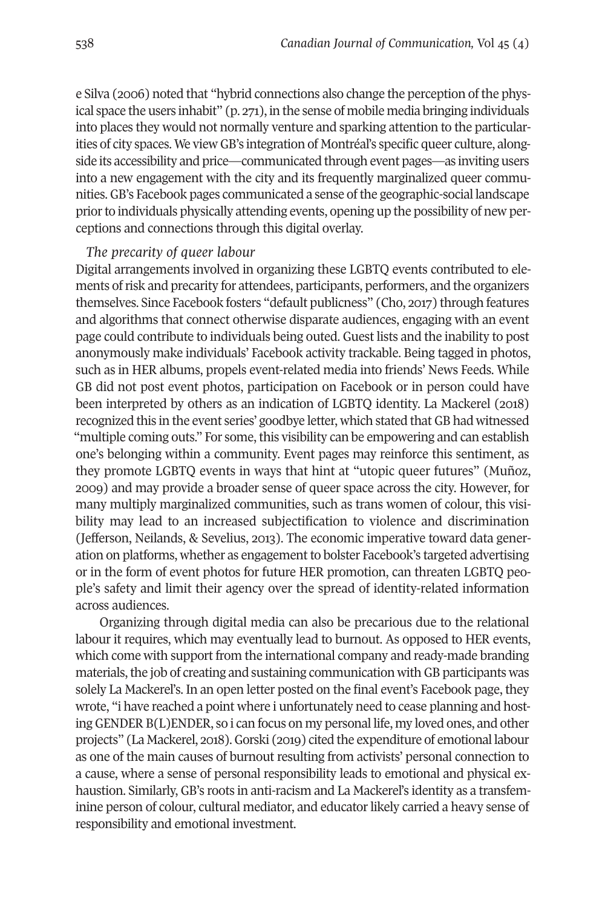e Silva (2006) noted that "hybrid connections also change the perception of the physical space the users inhabit" (p. 271), in the sense of mobile media bringing individuals into places they would not normally venture and sparking attention to the particularities of city spaces. We view GB's integration of Montréal's specific queer culture, alongside its accessibility and price—communicated through event pages—as inviting users into a new engagement with the city and its frequently marginalized queer communities. GB's Facebook pages communicated a sense of the geographic-social landscape prior to individuals physically attending events, opening up the possibility of new perceptions and connections through this digital overlay.

### *The precarity of queer labour*

Digital arrangements involved in organizing these LGBTQ events contributed to elements of risk and precarity for attendees, participants, performers, and the organizers themselves. Since Facebook fosters "default publicness" (Cho, 2017) through features and algorithms that connect otherwise disparate audiences, engaging with an event page could contribute to individuals being outed. Guest lists and the inability to post anonymously make individuals' Facebook activity trackable. Being tagged in photos, such as in HER albums, propels event-related media into friends' News Feeds. While GB did not post event photos, participation on Facebook or in person could have been interpreted by others as an indication of LGBTQ identity. La Mackerel (2018) recognized this in the event series' goodbye letter, which stated that GB had witnessed "multiple coming outs." For some, this visibility can be empowering and can establish one's belonging within a community. Event pages may reinforce this sentiment, as they promote LGBTQ events in ways that hint at "utopic queer futures" (Muñoz, 2009) and may provide a broader sense of queer space across the city. However, for many multiply marginalized communities, such as trans women of colour, this visibility may lead to an increased subjectification to violence and discrimination (Jefferson, Neilands, & Sevelius, 2013). The economic imperative toward data generation on platforms, whether as engagement to bolster Facebook's targeted advertising or in the form of event photos for future HER promotion, can threaten LGBTQ people's safety and limit their agency over the spread of identity-related information across audiences.

Organizing through digital media can also be precarious due to the relational labour it requires, which may eventually lead to burnout. As opposed to HER events, which come with support from the international company and ready-made branding materials, the job of creating and sustaining communication with GB participants was solely La Mackerel's. In an open letter posted on the final event's Facebook page, they wrote, "i have reached a point where i unfortunately need to cease planning and hosting GENDER B(L)ENDER, so i can focus on my personal life, my loved ones, and other projects" (La Mackerel, 2018). Gorski (2019) cited the expenditure of emotional labour as one of the main causes of burnout resulting from activists' personal connection to a cause, where a sense of personal responsibility leads to emotional and physical exhaustion. Similarly, GB's roots in anti-racism and La Mackerel's identity as a transfeminine person of colour, cultural mediator, and educator likely carried a heavy sense of responsibility and emotional investment.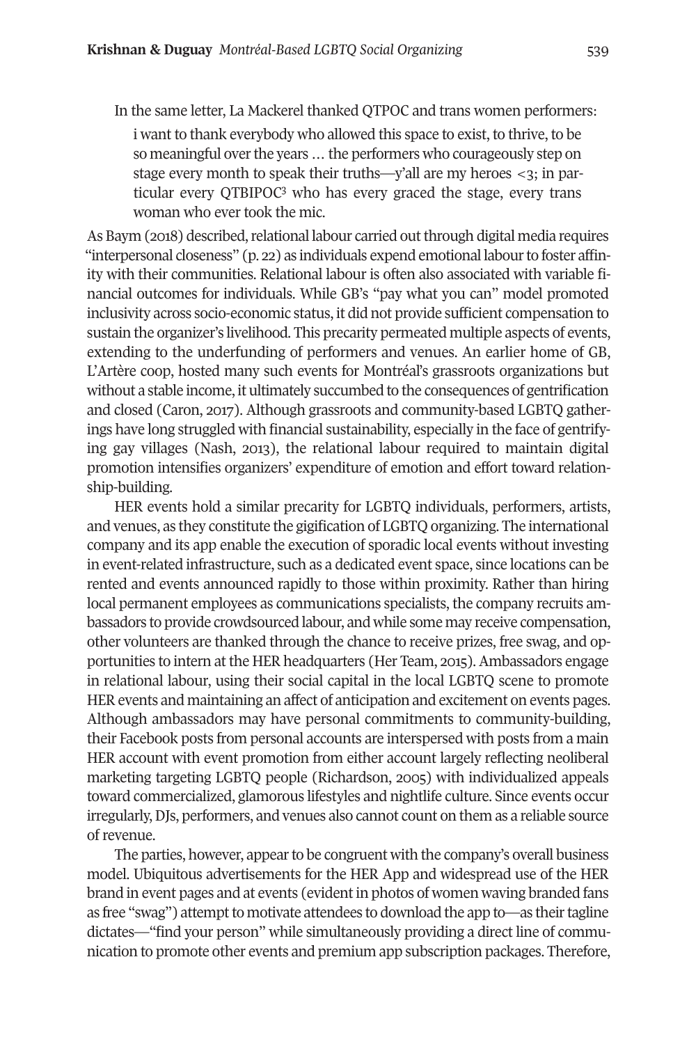In the same letter, La Mackerel thanked QTPOC and trans women performers:

> i want to thank everybody who allowed this space to exist, to thrive, to be so meaningful over the years … the performers who courageously step on stage every month to speak their truths—y'all are my heroes <3; in particular every QTBIPOC[3] who has every graced the stage, every trans woman who ever took the mic.

As Baym (2018) described, relational labour carried out through digital media requires "interpersonal closeness" (p. 22) as individuals expend emotional labour to foster affinity with their communities. Relational labour is often also associated with variable financial outcomes for individuals. While GB's "pay what you can" model promoted inclusivity across socio-economic status, it did not provide sufficient compensation to sustain the organizer's livelihood. This precarity permeated multiple aspects of events, extending to the underfunding of performers and venues. An earlier home of GB, L'Artère coop, hosted many such events for Montréal's grassroots organizations but without a stable income, it ultimately succumbed to the consequences of gentrification and closed (Caron, 2017). Although grassroots and community-based LGBTQ gatherings have long struggled with financial sustainability, especially in the face of gentrifying gay villages (Nash, 2013), the relational labour required to maintain digital promotion intensifies organizers' expenditure of emotion and effort toward relationship-building.

HER events hold a similar precarity for LGBTQ individuals, performers, artists, and venues, as they constitute the gigification of LGBTQ organizing. The international company and its app enable the execution of sporadic local events without investing in event-related infrastructure, such as a dedicated event space, since locations can be rented and events announced rapidly to those within proximity. Rather than hiring local permanent employees as communications specialists, the company recruits ambassadors to provide crowdsourced labour, and while some may receive compensation, other volunteers are thanked through the chance to receive prizes, free swag, and opportunities to intern at the HER headquarters (Her Team, 2015). Ambassadors engage in relational labour, using their social capital in the local LGBTQ scene to promote HER events and maintaining an affect of anticipation and excitement on events pages. Although ambassadors may have personal commitments to community-building, their Facebook posts from personal accounts are interspersed with posts from a main HER account with event promotion from either account largely reflecting neoliberal marketing targeting LGBTQ people (Richardson, 2005) with individualized appeals toward commercialized, glamorous lifestyles and nightlife culture. Since events occur irregularly, DJs, performers, and venues also cannot count on them as a reliable source of revenue.

The parties, however, appear to be congruent with the company's overall business model. Ubiquitous advertisements for the HER App and widespread use of the HER brand in event pages and at events (evident in photos of women waving branded fans as free "swag") attempt to motivate attendees to download the app to—as their tagline dictates—"find your person" while simultaneously providing a direct line of communication to promote other events and premium app subscription packages. Therefore,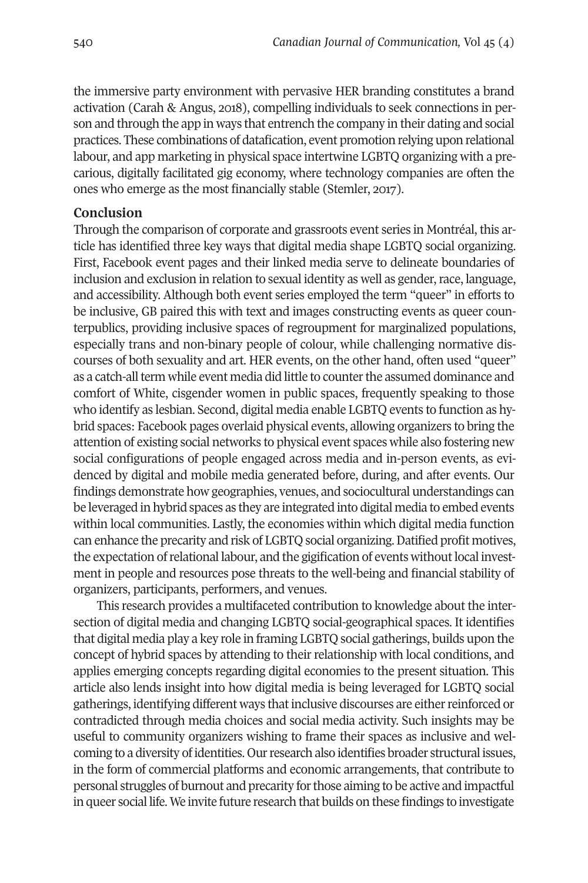the immersive party environment with pervasive HER branding constitutes a brand activation (Carah & Angus, 2018), compelling individuals to seek connections in person and through the app in ways that entrench the company in their dating and social practices. These combinations of datafication, event promotion relying upon relational labour, and app marketing in physical space intertwine LGBTQ organizing with a precarious, digitally facilitated gig economy, where technology companies are often the ones who emerge as the most financially stable (Stemler, 2017).

## Conclusion

Through the comparison of corporate and grassroots event series in Montréal, this article has identified three key ways that digital media shape LGBTQ social organizing. First, Facebook event pages and their linked media serve to delineate boundaries of inclusion and exclusion in relation to sexual identity as well as gender, race, language, and accessibility. Although both event series employed the term "queer" in efforts to be inclusive, GB paired this with text and images constructing events as queer counterpublics, providing inclusive spaces of regroupment for marginalized populations, especially trans and non-binary people of colour, while challenging normative discourses of both sexuality and art. HER events, on the other hand, often used "queer" as a catch-all term while event media did little to counter the assumed dominance and comfort of White, cisgender women in public spaces, frequently speaking to those who identify as lesbian. Second, digital media enable LGBTQ events to function as hybrid spaces: Facebook pages overlaid physical events, allowing organizers to bring the attention of existing social networks to physical event spaces while also fostering new social configurations of people engaged across media and in-person events, as evidenced by digital and mobile media generated before, during, and after events. Our findings demonstrate how geographies, venues, and sociocultural understandings can be leveraged in hybrid spaces as they are integrated into digital media to embed events within local communities. Lastly, the economies within which digital media function can enhance the precarity and risk of LGBTQ social organizing. Datified profit motives, the expectation of relational labour, and the gigification of events without local investment in people and resources pose threats to the well-being and financial stability of organizers, participants, performers, and venues.

This research provides a multifaceted contribution to knowledge about the intersection of digital media and changing LGBTQ social-geographical spaces. It identifies that digital media play a key role in framing LGBTQ social gatherings, builds upon the concept of hybrid spaces by attending to their relationship with local conditions, and applies emerging concepts regarding digital economies to the present situation. This article also lends insight into how digital media is being leveraged for LGBTQ social gatherings, identifying different ways that inclusive discourses are either reinforced or contradicted through media choices and social media activity. Such insights may be useful to community organizers wishing to frame their spaces as inclusive and welcoming to a diversity of identities. Our research also identifies broader structural issues, in the form of commercial platforms and economic arrangements, that contribute to personal struggles of burnout and precarity for those aiming to be active and impactful in queer social life. We invite future research that builds on these findings to investigate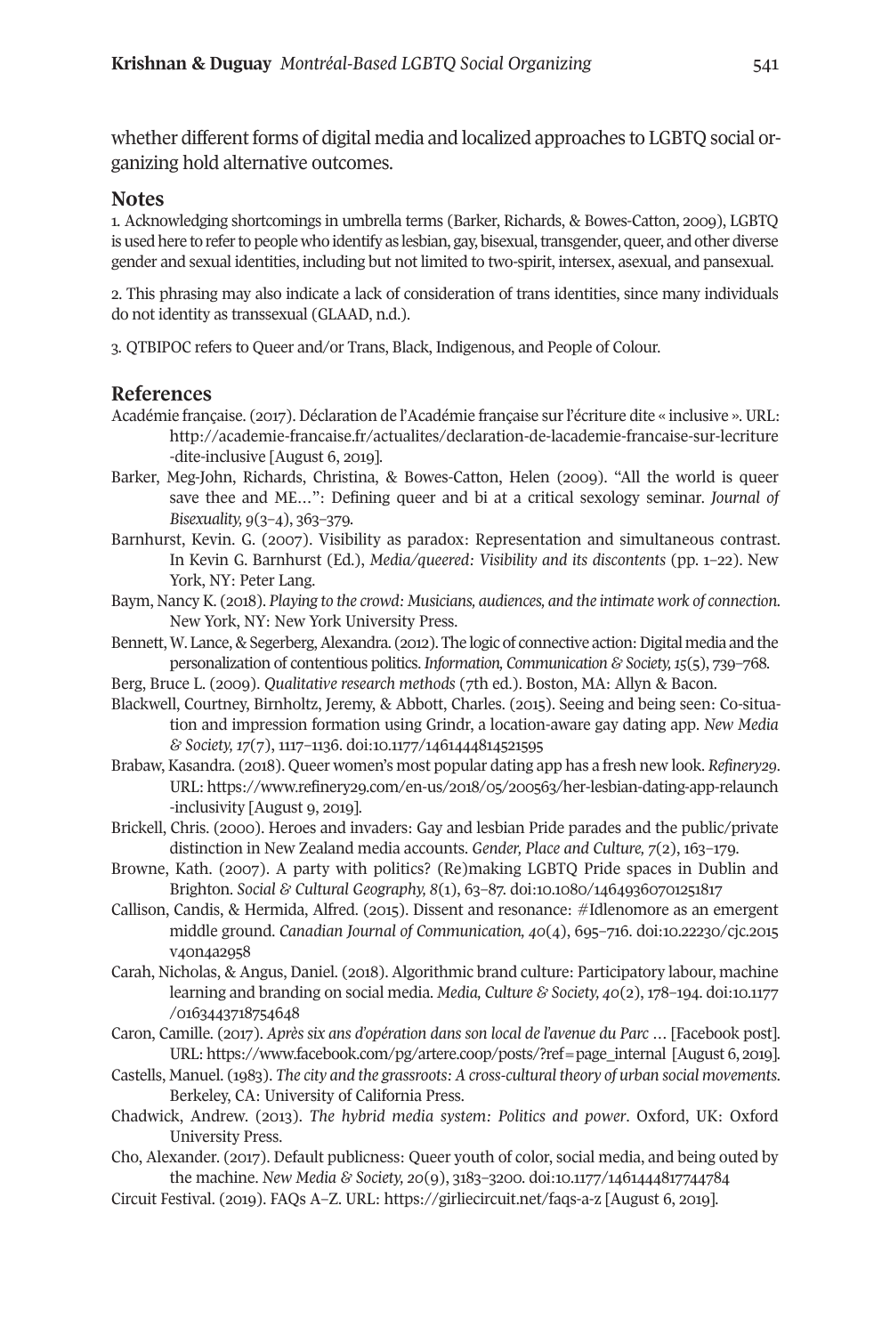whether different forms of digital media and localized approaches to LGBTQ social organizing hold alternative outcomes.

## Notes

1. Acknowledging shortcomings in umbrella terms (Barker, Richards, & Bowes-Catton, 2009), LGBTQ is used here to refer to people who identify as lesbian, gay, bisexual, transgender, queer, and other diverse gender and sexual identities, including but not limited to two-spirit, intersex, asexual, and pansexual.

2. This phrasing may also indicate a lack of consideration of trans identities, since many individuals do not identity as transsexual (GLAAD, n.d.).

3. QTBIPOC refers to Queer and/or Trans, Black, Indigenous, and People of Colour.

## References

Académie française. (2017). Déclaration de l'Académie française sur l'écriture dite « inclusive ». URL: http://academie-francaise.fr/actualites/declaration-de-lacademie-francaise-sur-lecriture-dite-inclusive [August 6, 2019].

Barker, Meg-John, Richards, Christina, & Bowes-Catton, Helen (2009). "All the world is queer save thee and ME…": Defining queer and bi at a critical sexology seminar. *Journal of Bisexuality, 9*(3–4), 363–379.

Barnhurst, Kevin. G. (2007). Visibility as paradox: Representation and simultaneous contrast. In Kevin G. Barnhurst (Ed.), *Media/queered: Visibility and its discontents* (pp. 1–22). New York, NY: Peter Lang.

Baym, Nancy K. (2018). *Playing to the crowd: Musicians, audiences, and the intimate work of connection.* New York, NY: New York University Press.

Bennett, W. Lance, & Segerberg, Alexandra. (2012). The logic of connective action: Digital media and the personalization of contentious politics. *Information, Communication & Society, 15*(5), 739–768.

Berg, Bruce L. (2009). *Qualitative research methods* (7th ed.). Boston, MA: Allyn & Bacon.

Blackwell, Courtney, Birnholtz, Jeremy, & Abbott, Charles. (2015). Seeing and being seen: Co-situation and impression formation using Grindr, a location-aware gay dating app. *New Media & Society, 17*(7), 1117–1136. doi:10.1177/1461444814521595

Brabaw, Kasandra. (2018). Queer women's most popular dating app has a fresh new look. *Refinery29*. URL: https://www.refinery29.com/en-us/2018/05/200563/her-lesbian-dating-app-relaunch-inclusivity [August 9, 2019].

Brickell, Chris. (2000). Heroes and invaders: Gay and lesbian Pride parades and the public/private distinction in New Zealand media accounts. *Gender, Place and Culture, 7*(2), 163–179.

Browne, Kath. (2007). A party with politics? (Re)making LGBTQ Pride spaces in Dublin and Brighton. *Social & Cultural Geography, 8*(1), 63–87. doi:10.1080/14649360701251817

Callison, Candis, & Hermida, Alfred. (2015). Dissent and resonance: #Idlenomore as an emergent middle ground. *Canadian Journal of Communication, 40*(4), 695–716. doi:10.22230/cjc.2015v40n4a2958

Carah, Nicholas, & Angus, Daniel. (2018). Algorithmic brand culture: Participatory labour, machine learning and branding on social media. *Media, Culture & Society, 40*(2), 178–194. doi:10.1177/0163443718754648

Caron, Camille. (2017). *Après six ans d'opération dans son local de l'avenue du Parc …* [Facebook post]. URL: https://www.facebook.com/pg/artere.coop/posts/?ref=page_internal [August 6, 2019].

Castells, Manuel. (1983). *The city and the grassroots: A cross-cultural theory of urban social movements.* Berkeley, CA: University of California Press.

Chadwick, Andrew. (2013). *The hybrid media system: Politics and power*. Oxford, UK: Oxford University Press.

Cho, Alexander. (2017). Default publicness: Queer youth of color, social media, and being outed by the machine. *New Media & Society, 20*(9), 3183–3200. doi:10.1177/1461444817744784

Circuit Festival. (2019). FAQs A–Z. URL: https://girliecircuit.net/faqs-a-z [August 6, 2019].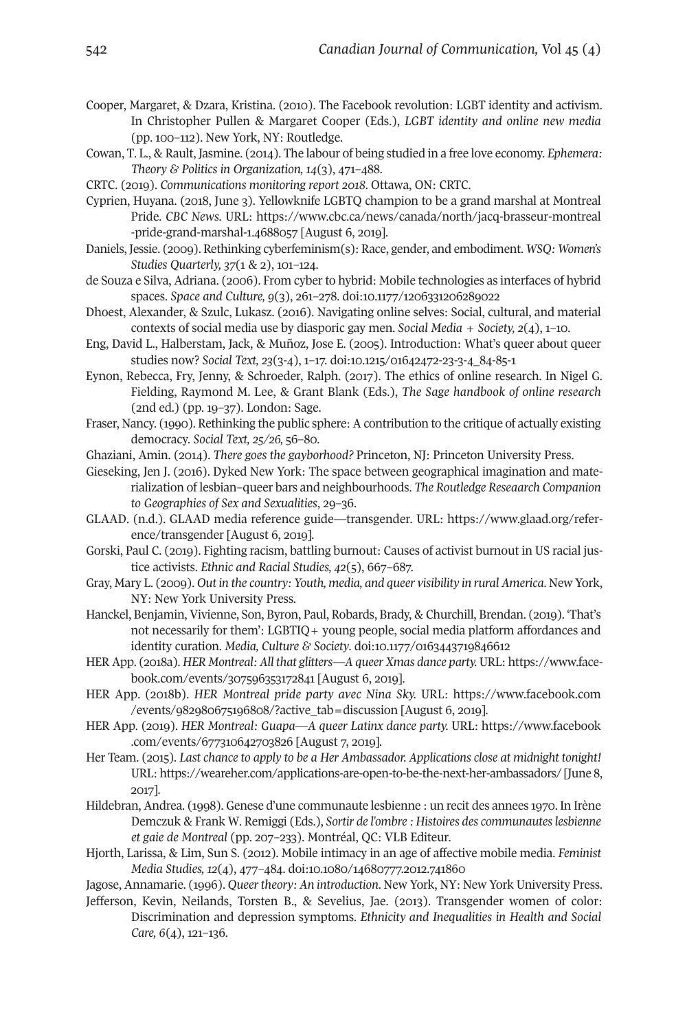Cooper, Margaret, & Dzara, Kristina. (2010). The Facebook revolution: LGBT identity and activism. In Christopher Pullen & Margaret Cooper (Eds.), *LGBT identity and online new media* (pp. 100–112). New York, NY: Routledge.

Cowan, T. L., & Rault, Jasmine. (2014). The labour of being studied in a free love economy. *Ephemera: Theory & Politics in Organization, 14*(3), 471–488.

CRTC. (2019). *Communications monitoring report 2018*. Ottawa, ON: CRTC.

Cyprien, Huyana. (2018, June 3). Yellowknife LGBTQ champion to be a grand marshal at Montreal Pride. *CBC News*. URL: https://www.cbc.ca/news/canada/north/jacq-brasseur-montreal-pride-grand-marshal-1.4688057 [August 6, 2019].

Daniels, Jessie. (2009). Rethinking cyberfeminism(s): Race, gender, and embodiment. *WSQ: Women's Studies Quarterly, 37*(1 & 2), 101–124.

de Souza e Silva, Adriana. (2006). From cyber to hybrid: Mobile technologies as interfaces of hybrid spaces. *Space and Culture, 9*(3), 261–278. doi:10.1177/1206331206289022

Dhoest, Alexander, & Szulc, Lukasz. (2016). Navigating online selves: Social, cultural, and material contexts of social media use by diasporic gay men. *Social Media + Society, 2*(4), 1–10.

Eng, David L., Halberstam, Jack, & Muñoz, Jose E. (2005). Introduction: What's queer about queer studies now? *Social Text, 23*(3-4), 1–17. doi:10.1215/01642472-23-3-4_84-85-1

Eynon, Rebecca, Fry, Jenny, & Schroeder, Ralph. (2017). The ethics of online research. In Nigel G. Fielding, Raymond M. Lee, & Grant Blank (Eds.), *The Sage handbook of online research* (2nd ed.) (pp. 19–37). London: Sage.

Fraser, Nancy. (1990). Rethinking the public sphere: A contribution to the critique of actually existing democracy. *Social Text, 25/26,* 56–80.

Ghaziani, Amin. (2014). *There goes the gayborhood?* Princeton, NJ: Princeton University Press.

Gieseking, Jen J. (2016). Dyked New York: The space between geographical imagination and materialization of lesbian–queer bars and neighbourhoods. *The Routledge Reseaarch Companion to Geographies of Sex and Sexualities*, 29–36.

GLAAD. (n.d.). GLAAD media reference guide—transgender. URL: https://www.glaad.org/reference/transgender [August 6, 2019].

Gorski, Paul C. (2019). Fighting racism, battling burnout: Causes of activist burnout in US racial justice activists. *Ethnic and Racial Studies, 42*(5), 667–687.

Gray, Mary L. (2009). *Out in the country: Youth, media, and queer visibility in rural America*. New York, NY: New York University Press.

Hanckel, Benjamin, Vivienne, Son, Byron, Paul, Robards, Brady, & Churchill, Brendan. (2019). 'That's not necessarily for them': LGBTIQ+ young people, social media platform affordances and identity curation. *Media, Culture & Society*. doi:10.1177/0163443719846612

HER App. (2018a). *HER Montreal: All that glitters—A queer Xmas dance party.* URL: https://www.facebook.com/events/307596353172841 [August 6, 2019].

HER App. (2018b). *HER Montreal pride party avec Nina Sky.* URL: https://www.facebook.com/events/982980675196808/?active_tab=discussion [August 6, 2019].

HER App. (2019). *HER Montreal: Guapa—A queer Latinx dance party.* URL: https://www.facebook.com/events/677310642703826 [August 7, 2019].

Her Team. (2015). *Last chance to apply to be a Her Ambassador. Applications close at midnight tonight!* URL: https://weareher.com/applications-are-open-to-be-the-next-her-ambassadors/ [June 8, 2017].

Hildebran, Andrea. (1998). Genese d'une communaute lesbienne : un recit des annees 1970. In Irène Demczuk & Frank W. Remiggi (Eds.), *Sortir de l'ombre : Histoires des communautes lesbienne et gaie de Montreal* (pp. 207–233). Montréal, QC: VLB Editeur.

Hjorth, Larissa, & Lim, Sun S. (2012). Mobile intimacy in an age of affective mobile media. *Feminist Media Studies, 12*(4), 477–484. doi:10.1080/14680777.2012.741860

Jagose, Annamarie. (1996). *Queer theory: An introduction*. New York, NY: New York University Press.

Jefferson, Kevin, Neilands, Torsten B., & Sevelius, Jae. (2013). Transgender women of color: Discrimination and depression symptoms. *Ethnicity and Inequalities in Health and Social Care, 6*(4), 121–136.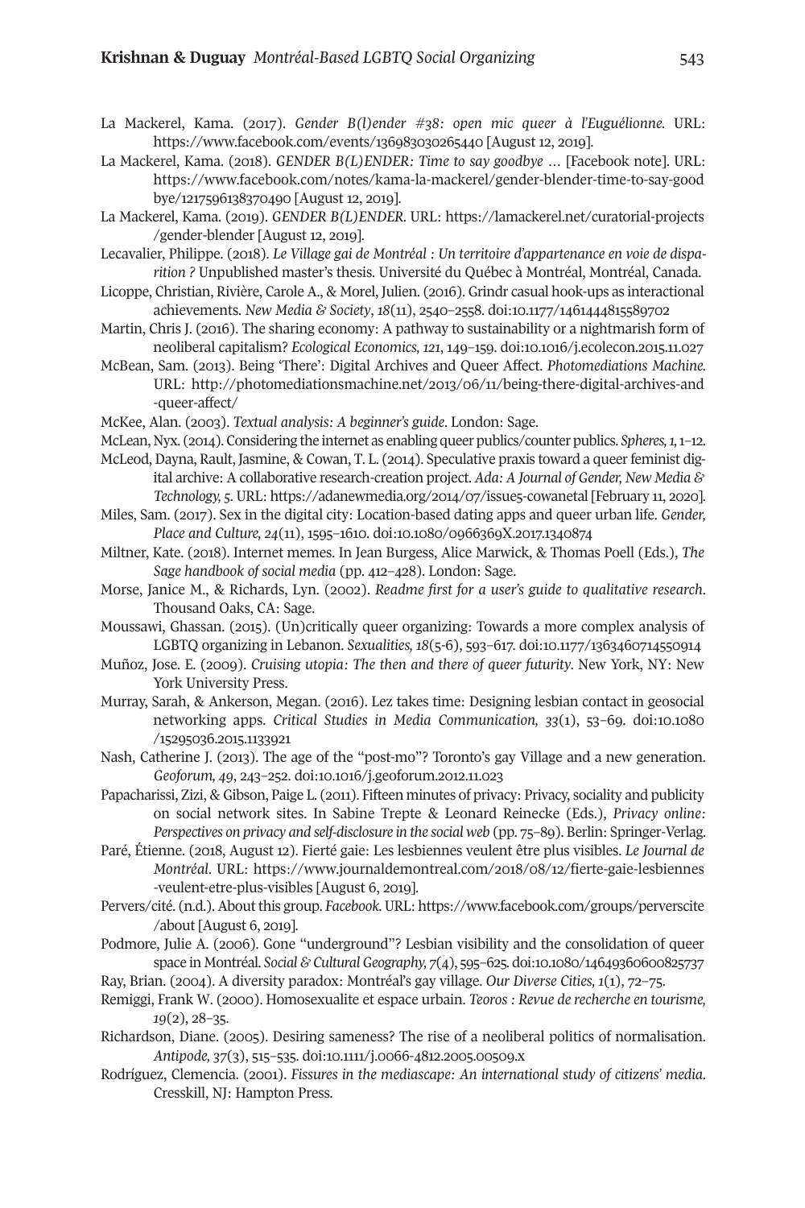La Mackerel, Kama. (2017). *Gender B(l)ender #38: open mic queer à l'Euguélionne*. URL: https://www.facebook.com/events/136983030265440 [August 12, 2019].

La Mackerel, Kama. (2018). *GENDER B(L)ENDER: Time to say goodbye …* [Facebook note]. URL: https://www.facebook.com/notes/kama-la-mackerel/gender-blender-time-to-say-goodbye/1217596138370490 [August 12, 2019].

La Mackerel, Kama. (2019). *GENDER B(L)ENDER*. URL: https://lamackerel.net/curatorial-projects/gender-blender [August 12, 2019].

Lecavalier, Philippe. (2018). *Le Village gai de Montréal : Un territoire d'appartenance en voie de disparition ?* Unpublished master's thesis. Université du Québec à Montréal, Montréal, Canada.

Licoppe, Christian, Rivière, Carole A., & Morel, Julien. (2016). Grindr casual hook-ups as interactional achievements. *New Media & Society*, *18*(11), 2540–2558. doi:10.1177/1461444815589702

Martin, Chris J. (2016). The sharing economy: A pathway to sustainability or a nightmarish form of neoliberal capitalism? *Ecological Economics, 121*, 149–159. doi:10.1016/j.ecolecon.2015.11.027

McBean, Sam. (2013). Being 'There': Digital Archives and Queer Affect. *Photomediations Machine.* URL: http://photomediationsmachine.net/2013/06/11/being-there-digital-archives-and-queer-affect/

McKee, Alan. (2003). *Textual analysis: A beginner's guide*. London: Sage.

McLean, Nyx. (2014). Considering the internet as enabling queer publics/counter publics. *Spheres, 1*, 1–12.

McLeod, Dayna, Rault, Jasmine, & Cowan, T. L. (2014). Speculative praxis toward a queer feminist digital archive: A collaborative research-creation project. *Ada: A Journal of Gender, New Media & Technology, 5*. URL: https://adanewmedia.org/2014/07/issue5-cowanetal [February 11, 2020].

Miles, Sam. (2017). Sex in the digital city: Location-based dating apps and queer urban life. *Gender, Place and Culture, 24*(11), 1595–1610. doi:10.1080/0966369X.2017.1340874

Miltner, Kate. (2018). Internet memes. In Jean Burgess, Alice Marwick, & Thomas Poell (Eds.), *The Sage handbook of social media* (pp. 412–428). London: Sage.

Morse, Janice M., & Richards, Lyn. (2002). *Readme first for a user's guide to qualitative research*. Thousand Oaks, CA: Sage.

Moussawi, Ghassan. (2015). (Un)critically queer organizing: Towards a more complex analysis of LGBTQ organizing in Lebanon. *Sexualities, 18*(5-6), 593–617. doi:10.1177/1363460714550914

Muñoz, Jose. E. (2009). *Cruising utopia: The then and there of queer futurity*. New York, NY: New York University Press.

Murray, Sarah, & Ankerson, Megan. (2016). Lez takes time: Designing lesbian contact in geosocial networking apps. *Critical Studies in Media Communication, 33*(1), 53–69. doi:10.1080/15295036.2015.1133921

Nash, Catherine J. (2013). The age of the "post-mo"? Toronto's gay Village and a new generation. *Geoforum, 49*, 243–252. doi:10.1016/j.geoforum.2012.11.023

Papacharissi, Zizi, & Gibson, Paige L. (2011). Fifteen minutes of privacy: Privacy, sociality and publicity on social network sites. In Sabine Trepte & Leonard Reinecke (Eds.), *Privacy online: Perspectives on privacy and self-disclosure in the social web* (pp. 75–89). Berlin: Springer-Verlag.

Paré, Étienne. (2018, August 12). Fierté gaie: Les lesbiennes veulent être plus visibles. *Le Journal de Montréal*. URL: https://www.journaldemontreal.com/2018/08/12/fierte-gaie-lesbiennes-veulent-etre-plus-visibles [August 6, 2019].

Pervers/cité. (n.d.). About this group. *Facebook.* URL: https://www.facebook.com/groups/perverscite/about [August 6, 2019].

Podmore, Julie A. (2006). Gone "underground"? Lesbian visibility and the consolidation of queer space in Montréal. *Social & Cultural Geography, 7*(4), 595–625. doi:10.1080/14649360600825737

Ray, Brian. (2004). A diversity paradox: Montréal's gay village. *Our Diverse Cities, 1*(1), 72–75.

Remiggi, Frank W. (2000). Homosexualite et espace urbain. *Teoros : Revue de recherche en tourisme, 19*(2), 28–35.

Richardson, Diane. (2005). Desiring sameness? The rise of a neoliberal politics of normalisation. *Antipode, 37*(3), 515–535. doi:10.1111/j.0066-4812.2005.00509.x

Rodríguez, Clemencia. (2001). *Fissures in the mediascape: An international study of citizens' media.* Cresskill, NJ: Hampton Press.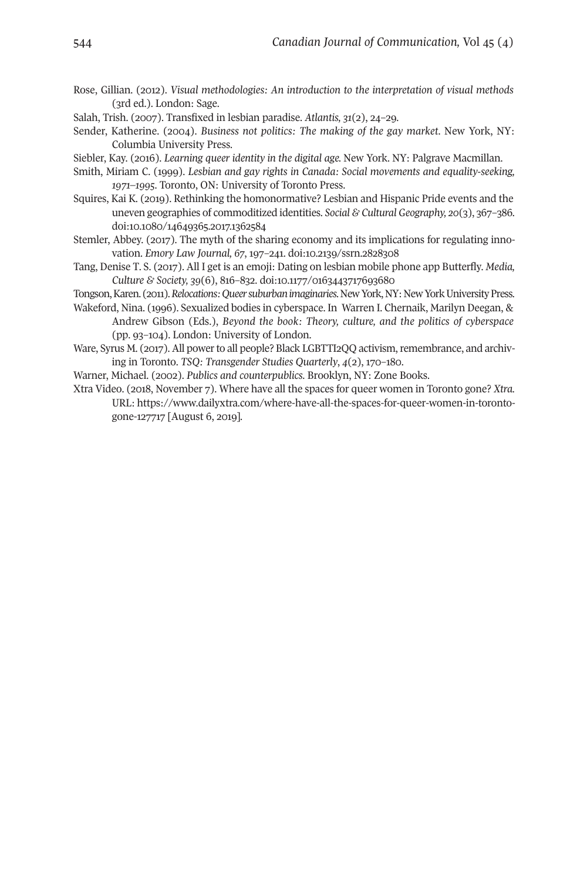Rose, Gillian. (2012). *Visual methodologies: An introduction to the interpretation of visual methods* (3rd ed.). London: Sage.

Salah, Trish. (2007). Transfixed in lesbian paradise. *Atlantis, 31*(2), 24–29.

Sender, Katherine. (2004). *Business not politics: The making of the gay market.* New York, NY: Columbia University Press.

Siebler, Kay. (2016). *Learning queer identity in the digital age.* New York. NY: Palgrave Macmillan.

Smith, Miriam C. (1999). *Lesbian and gay rights in Canada: Social movements and equality-seeking, 1971–1995*. Toronto, ON: University of Toronto Press.

Squires, Kai K. (2019). Rethinking the homonormative? Lesbian and Hispanic Pride events and the uneven geographies of commoditized identities. *Social & Cultural Geography, 20*(3), 367–386. doi:10.1080/14649365.2017.1362584

Stemler, Abbey. (2017). The myth of the sharing economy and its implications for regulating innovation. *Emory Law Journal, 67*, 197–241. doi:10.2139/ssrn.2828308

Tang, Denise T. S. (2017). All I get is an emoji: Dating on lesbian mobile phone app Butterfly. *Media, Culture & Society, 39*(6), 816–832. doi:10.1177/0163443717693680

Tongson, Karen. (2011). *Relocations: Queer suburban imaginaries.* New York, NY: New York University Press.

Wakeford, Nina. (1996). Sexualized bodies in cyberspace. In Warren I. Chernaik, Marilyn Deegan, & Andrew Gibson (Eds.), *Beyond the book: Theory, culture, and the politics of cyberspace* (pp. 93–104). London: University of London.

Ware, Syrus M. (2017). All power to all people? Black LGBTTI2QQ activism, remembrance, and archiving in Toronto. *TSQ: Transgender Studies Quarterly*, *4*(2), 170–180.

Warner, Michael. (2002). *Publics and counterpublics.* Brooklyn, NY: Zone Books.

Xtra Video. (2018, November 7). Where have all the spaces for queer women in Toronto gone? *Xtra.* URL: https://www.dailyxtra.com/where-have-all-the-spaces-for-queer-women-in-toronto-gone-127717 [August 6, 2019].